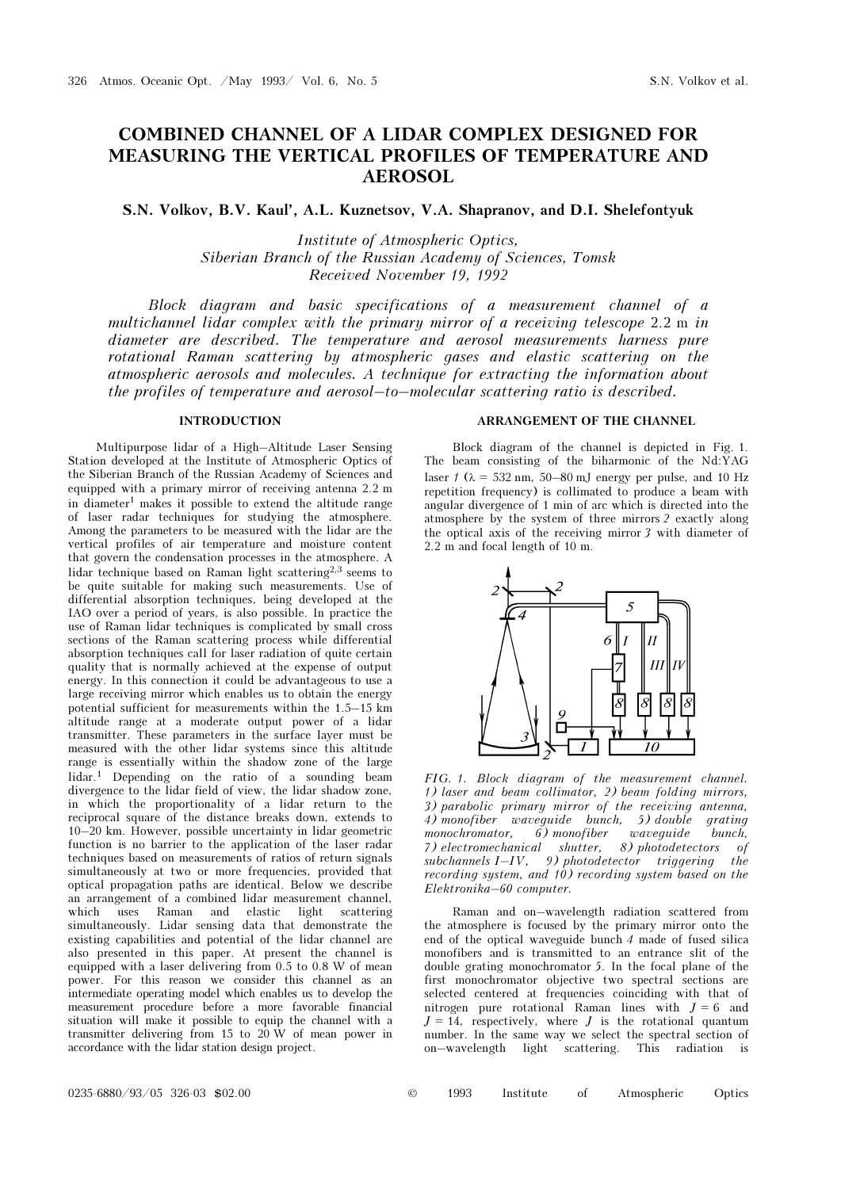# COMBINED CHANNEL OF A LIDAR COMPLEX DESIGNED FOR MEASURING THE VERTICAL PROFILES OF TEMPERATURE AND AEROSOL

**S.N. Volkov, B.V. Kaul', A.L. Kuznetsov, V.A. Shapranov, and D.I. Shelefontyuk**

*Institute of Atmospheric Optics, Siberian Branch of the Russian Academy of Sciences, Tomsk*
*Received November 19, 1992*

*Block diagram and basic specifications of a measurement channel of a multichannel lidar complex with the primary mirror of a receiving telescope* 2.2 m *in diameter are described. The temperature and aerosol measurements harness pure rotational Raman scattering by atmospheric gases and elastic scattering on the atmospheric aerosols and molecules. A technique for extracting the information about the profiles of temperature and aerosol–to–molecular scattering ratio is described.*

## INTRODUCTION

Multipurpose lidar of a High–Altitude Laser Sensing Station developed at the Institute of Atmospheric Optics of the Siberian Branch of the Russian Academy of Sciences and equipped with a primary mirror of receiving antenna 2.2 m in diameter[1] makes it possible to extend the altitude range of laser radar techniques for studying the atmosphere. Among the parameters to be measured with the lidar are the vertical profiles of air temperature and moisture content that govern the condensation processes in the atmosphere. A lidar technique based on Raman light scattering[2,3] seems to be quite suitable for making such measurements. Use of differential absorption techniques, being developed at the IAO over a period of years, is also possible. In practice the use of Raman lidar techniques is complicated by small cross sections of the Raman scattering process while differential absorption techniques call for laser radiation of quite certain quality that is normally achieved at the expense of output energy. In this connection it could be advantageous to use a large receiving mirror which enables us to obtain the energy potential sufficient for measurements within the 1.5–15 km altitude range at a moderate output power of a lidar transmitter. These parameters in the surface layer must be measured with the other lidar systems since this altitude range is essentially within the shadow zone of the large lidar.[1] Depending on the ratio of a sounding beam divergence to the lidar field of view, the lidar shadow zone, in which the proportionality of a lidar return to the reciprocal square of the distance breaks down, extends to 10–20 km. However, possible uncertainty in lidar geometric function is no barrier to the application of the laser radar techniques based on measurements of ratios of return signals simultaneously at two or more frequencies, provided that optical propagation paths are identical. Below we describe an arrangement of a combined lidar measurement channel, which uses Raman and elastic light scattering simultaneously. Lidar sensing data that demonstrate the existing capabilities and potential of the lidar channel are also presented in this paper. At present the channel is equipped with a laser delivering from 0.5 to 0.8 W of mean power. For this reason we consider this channel as an intermediate operating model which enables us to develop the measurement procedure before a more favorable financial situation will make it possible to equip the channel with a transmitter delivering from 15 to 20 W of mean power in accordance with the lidar station design project.

## ARRANGEMENT OF THE CHANNEL

Block diagram of the channel is depicted in Fig. 1. The beam consisting of the biharmonic of the Nd:YAG laser *1* ($\lambda$ = 532 nm, 50–80 mJ energy per pulse, and 10 Hz repetition frequency) is collimated to produce a beam with angular divergence of 1 min of arc which is directed into the atmosphere by the system of three mirrors *2* exactly along the optical axis of the receiving mirror *3* with diameter of 2.2 m and focal length of 10 m.

*FIG. 1. Block diagram of the measurement channel. 1) laser and beam collimator, 2) beam folding mirrors, 3) parabolic primary mirror of the receiving antenna, 4) monofiber waveguide bunch, 5) double grating monochromator, 6) monofiber waveguide bunch, 7) electromechanical shutter, 8) photodetectors of subchannels I–IV, 9) photodetector triggering the recording system, and 10) recording system based on the Elektronika–60 computer.*

Raman and on–wavelength radiation scattered from the atmosphere is focused by the primary mirror onto the end of the optical waveguide bunch *4* made of fused silica monofibers and is transmitted to an entrance slit of the double grating monochromator *5*. In the focal plane of the first monochromator objective two spectral sections are selected centered at frequencies coinciding with that of nitrogen pure rotational Raman lines with $J = 6$ and $J = 14$, respectively, where $J$ is the rotational quantum number. In the same way we select the spectral section of on–wavelength light scattering. This radiation is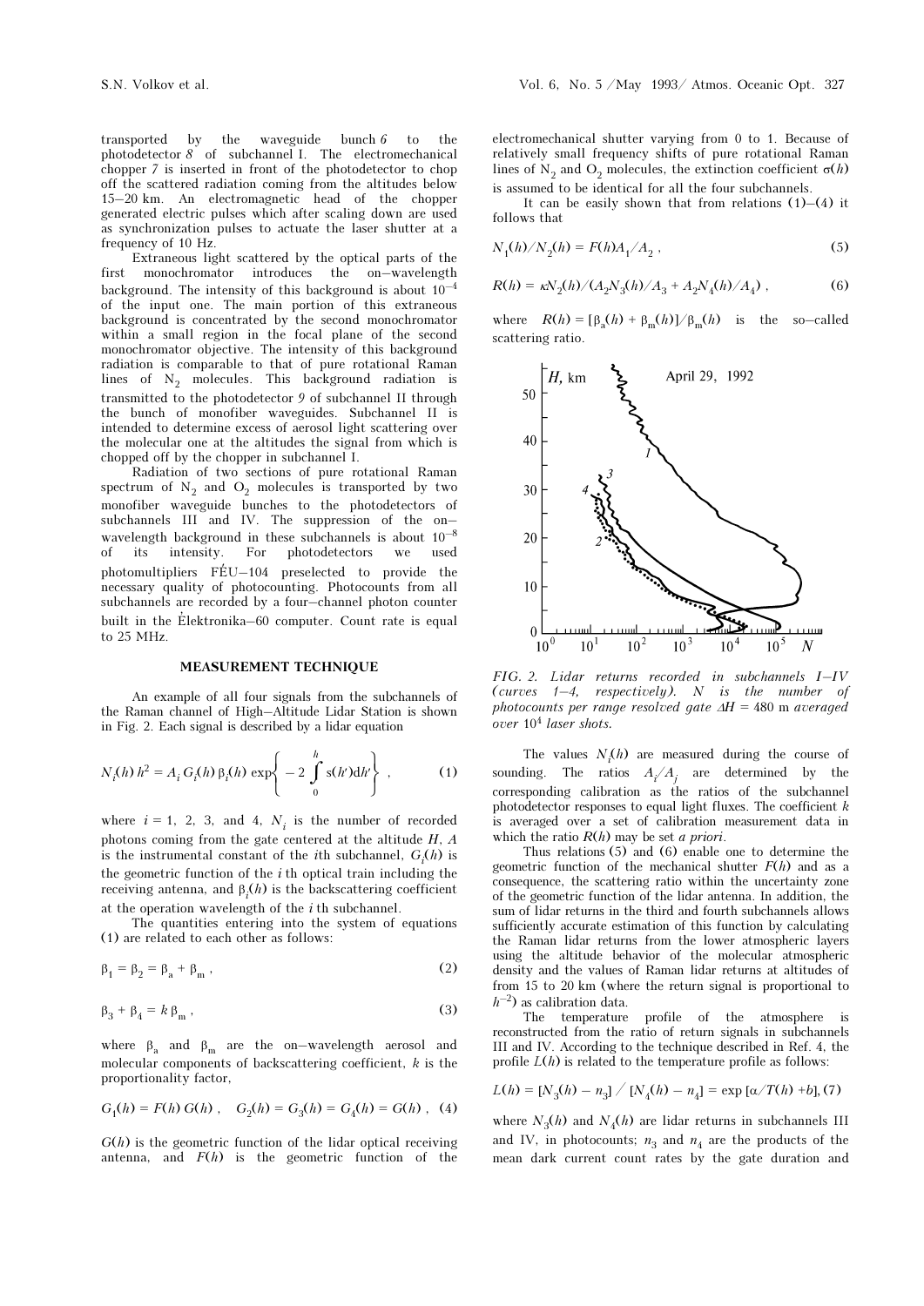transported by the waveguide bunch 6 to the photodetector 8 of subchannel I. The electromechanical chopper 7 is inserted in front of the photodetector to chop off the scattered radiation coming from the altitudes below 15–20 km. An electromagnetic head of the chopper generated electric pulses which after scaling down are used as synchronization pulses to actuate the laser shutter at a frequency of 10 Hz.

Extraneous light scattered by the optical parts of the first monochromator introduces the on–wavelength background. The intensity of this background is about $10^{-4}$ of the input one. The main portion of this extraneous background is concentrated by the second monochromator within a small region in the focal plane of the second monochromator objective. The intensity of this background radiation is comparable to that of pure rotational Raman lines of $N_2$ molecules. This background radiation is transmitted to the photodetector 9 of subchannel II through the bunch of monofiber waveguides. Subchannel II is intended to determine excess of aerosol light scattering over the molecular one at the altitudes the signal from which is chopped off by the chopper in subchannel I.

Radiation of two sections of pure rotational Raman spectrum of $N_2$ and $O_2$ molecules is transported by two monofiber waveguide bunches to the photodetectors of subchannels III and IV. The suppression of the on–wavelength background in these subchannels is about $10^{-8}$ of its intensity. For photodetectors we used photomultipliers FÉU–104 preselected to provide the necessary quality of photocounting. Photocounts from all subchannels are recorded by a four–channel photon counter built in the Élektronika–60 computer. Count rate is equal to 25 MHz.

## MEASUREMENT TECHNIQUE

An example of all four signals from the subchannels of the Raman channel of High–Altitude Lidar Station is shown in Fig. 2. Each signal is described by a lidar equation

$$N_i(h)\, h^2 = A_i\, G_i(h)\, \beta_i(h)\, \exp\left\{ -2 \int_0^h s(h')\mathrm{d}h' \right\} , \qquad (1)$$

where $i = 1, 2, 3$, and 4, $N_i$ is the number of recorded photons coming from the gate centered at the altitude $H$, $A$ is the instrumental constant of the $i$th subchannel, $G_i(h)$ is the geometric function of the $i$ th optical train including the receiving antenna, and $\beta_i(h)$ is the backscattering coefficient at the operation wavelength of the $i$ th subchannel.

The quantities entering into the system of equations (1) are related to each other as follows:

$$\beta_1 = \beta_2 = \beta_a + \beta_m , \qquad (2)$$

$$\beta_3 + \beta_4 = k\, \beta_m , \qquad (3)$$

where $\beta_a$ and $\beta_m$ are the on–wavelength aerosol and molecular components of backscattering coefficient, $k$ is the proportionality factor,

$$G_1(h) = F(h)\, G(h) , \quad G_2(h) = G_3(h) = G_4(h) = G(h) , \quad (4)$$

$G(h)$ is the geometric function of the lidar optical receiving antenna, and $F(h)$ is the geometric function of the electromechanical shutter varying from 0 to 1. Because of relatively small frequency shifts of pure rotational Raman lines of $N_2$ and $O_2$ molecules, the extinction coefficient $\sigma(h)$ is assumed to be identical for all the four subchannels.

It can be easily shown that from relations (1)–(4) it follows that

$$N_1(h)/N_2(h) = F(h)A_1/A_2 , \qquad (5)$$

$$R(h) = \kappa N_2(h)/(A_2N_3(h)/A_3 + A_2N_4(h)/A_4) , \qquad (6)$$

where $R(h) = [\beta_a(h) + \beta_m(h)]/\beta_m(h)$ is the so–called scattering ratio.

*FIG. 2. Lidar returns recorded in subchannels I–IV (curves 1–4, respectively). N is the number of photocounts per range resolved gate $\Delta H$ = 480 m averaged over $10^4$ laser shots.*

The values $N_i(h)$ are measured during the course of sounding. The ratios $A_i/A_j$ are determined by the corresponding calibration as the ratios of the subchannel photodetector responses to equal light fluxes. The coefficient $k$ is averaged over a set of calibration measurement data in which the ratio $R(h)$ may be set *a priori*.

Thus relations (5) and (6) enable one to determine the geometric function of the mechanical shutter $F(h)$ and as a consequence, the scattering ratio within the uncertainty zone of the geometric function of the lidar antenna. In addition, the sum of lidar returns in the third and fourth subchannels allows sufficiently accurate estimation of this function by calculating the Raman lidar returns from the lower atmospheric layers using the altitude behavior of the molecular atmospheric density and the values of Raman lidar returns at altitudes of from 15 to 20 km (where the return signal is proportional to $h^{-2}$) as calibration data.

The temperature profile of the atmosphere is reconstructed from the ratio of return signals in subchannels III and IV. According to the technique described in Ref. 4, the profile $L(h)$ is related to the temperature profile as follows:

$$L(h) = [N_3(h) - n_3] \,/\, [N_4(h) - n_4] = \exp\,[\alpha/T(h) + b], \quad (7)$$

where $N_3(h)$ and $N_4(h)$ are lidar returns in subchannels III and IV, in photocounts; $n_3$ and $n_4$ are the products of the mean dark current count rates by the gate duration and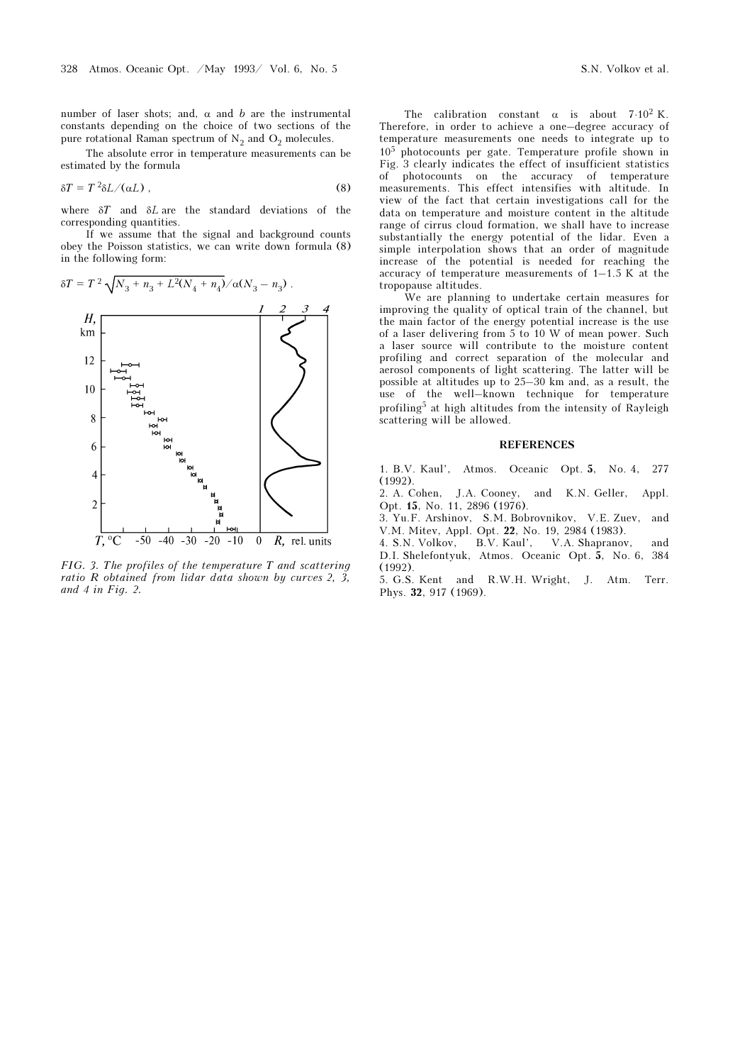number of laser shots; and, $\alpha$ and $b$ are the instrumental constants depending on the choice of two sections of the pure rotational Raman spectrum of $N_2$ and $O_2$ molecules.

The absolute error in temperature measurements can be estimated by the formula

$$\delta T = T^2 \delta L / (\alpha L) \,, \tag{8}$$

where $\delta T$ and $\delta L$ are the standard deviations of the corresponding quantities.

If we assume that the signal and background counts obey the Poisson statistics, we can write down formula (8) in the following form:

$$\delta T = T^2 \sqrt{N_3 + n_3 + L^2(N_4 + n_4)} / \alpha(N_3 - n_3) \,.$$

H, km

12

10

8

6

4

2

T, °C -50 -40 -30 -20 -10 0 R, rel. units

1 2 3 4

*FIG. 3. The profiles of the temperature T and scattering ratio R obtained from lidar data shown by curves 2, 3, and 4 in Fig. 2.*

The calibration constant $\alpha$ is about $7 \cdot 10^2$ K. Therefore, in order to achieve a one–degree accuracy of temperature measurements one needs to integrate up to $10^5$ photocounts per gate. Temperature profile shown in Fig. 3 clearly indicates the effect of insufficient statistics of photocounts on the accuracy of temperature measurements. This effect intensifies with altitude. In view of the fact that certain investigations call for the data on temperature and moisture content in the altitude range of cirrus cloud formation, we shall have to increase substantially the energy potential of the lidar. Even a simple interpolation shows that an order of magnitude increase of the potential is needed for reaching the accuracy of temperature measurements of 1–1.5 K at the tropopause altitudes.

We are planning to undertake certain measures for improving the quality of optical train of the channel, but the main factor of the energy potential increase is the use of a laser delivering from 5 to 10 W of mean power. Such a laser source will contribute to the moisture content profiling and correct separation of the molecular and aerosol components of light scattering. The latter will be possible at altitudes up to 25–30 km and, as a result, the use of the well–known technique for temperature profiling[5] at high altitudes from the intensity of Rayleigh scattering will be allowed.

## REFERENCES

1. B.V. Kaul', Atmos. Oceanic Opt. **5**, No. 4, 277 (1992).
2. A. Cohen, J.A. Cooney, and K.N. Geller, Appl. Opt. **15**, No. 11, 2896 (1976).
3. Yu.F. Arshinov, S.M. Bobrovnikov, V.E. Zuev, and V.M. Mitev, Appl. Opt. **22**, No. 19, 2984 (1983).
4. S.N. Volkov, B.V. Kaul', V.A. Shapranov, and D.I. Shelefontyuk, Atmos. Oceanic Opt. **5**, No. 6, 384 (1992).
5. G.S. Kent and R.W.H. Wright, J. Atm. Terr. Phys. **32**, 917 (1969).